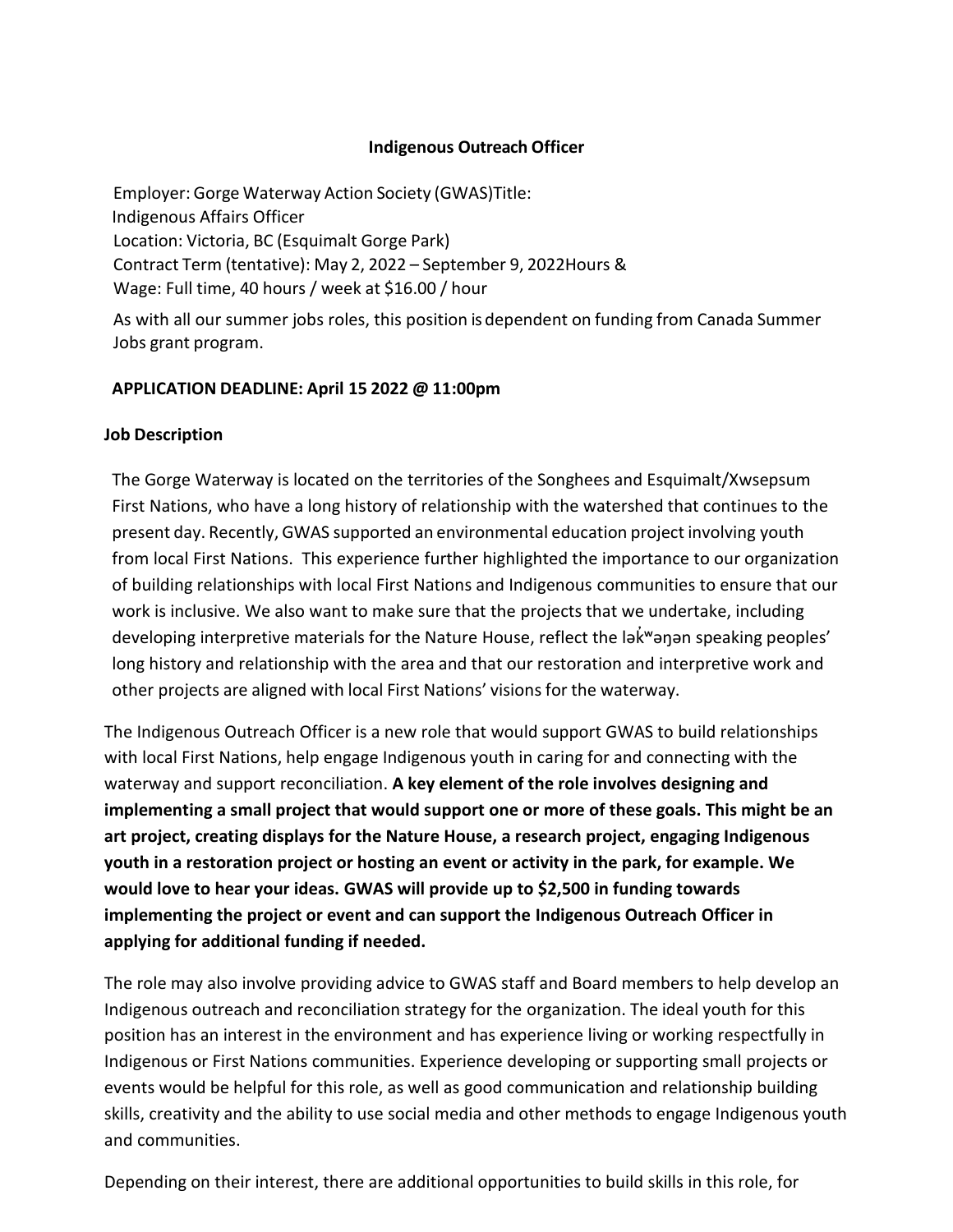**Indigenous Outreach Officer**

Employer: Gorge Waterway Action Society (GWAS)Title:
Indigenous Affairs Officer
Location: Victoria, BC (Esquimalt Gorge Park)
Contract Term (tentative): May 2, 2022 – September 9, 2022Hours &
Wage: Full time, 40 hours / week at $16.00 / hour

As with all our summer jobs roles, this position is dependent on funding from Canada Summer Jobs grant program.

**APPLICATION DEADLINE: April 15 2022 @ 11:00pm**

**Job Description**

The Gorge Waterway is located on the territories of the Songhees and Esquimalt/Xwsepsum First Nations, who have a long history of relationship with the watershed that continues to the present day. Recently, GWAS supported an environmental education project involving youth from local First Nations. This experience further highlighted the importance to our organization of building relationships with local First Nations and Indigenous communities to ensure that our work is inclusive. We also want to make sure that the projects that we undertake, including developing interpretive materials for the Nature House, reflect the lək̓ʷəŋən speaking peoples' long history and relationship with the area and that our restoration and interpretive work and other projects are aligned with local First Nations' visions for the waterway.

The Indigenous Outreach Officer is a new role that would support GWAS to build relationships with local First Nations, help engage Indigenous youth in caring for and connecting with the waterway and support reconciliation. **A key element of the role involves designing and implementing a small project that would support one or more of these goals. This might be an art project, creating displays for the Nature House, a research project, engaging Indigenous youth in a restoration project or hosting an event or activity in the park, for example. We would love to hear your ideas. GWAS will provide up to $2,500 in funding towards implementing the project or event and can support the Indigenous Outreach Officer in applying for additional funding if needed.**

The role may also involve providing advice to GWAS staff and Board members to help develop an Indigenous outreach and reconciliation strategy for the organization. The ideal youth for this position has an interest in the environment and has experience living or working respectfully in Indigenous or First Nations communities. Experience developing or supporting small projects or events would be helpful for this role, as well as good communication and relationship building skills, creativity and the ability to use social media and other methods to engage Indigenous youth and communities.

Depending on their interest, there are additional opportunities to build skills in this role, for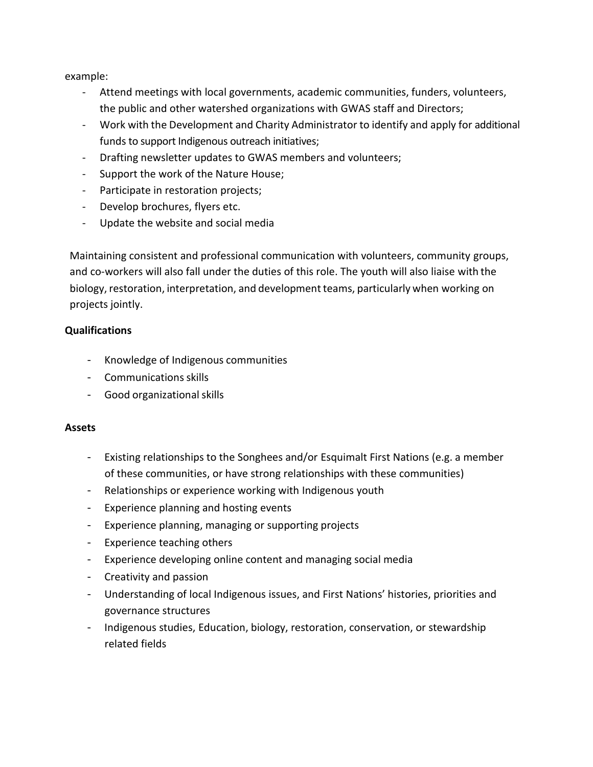example:

- Attend meetings with local governments, academic communities, funders, volunteers, the public and other watershed organizations with GWAS staff and Directors;
- Work with the Development and Charity Administrator to identify and apply for additional funds to support Indigenous outreach initiatives;
- Drafting newsletter updates to GWAS members and volunteers;
- Support the work of the Nature House;
- Participate in restoration projects;
- Develop brochures, flyers etc.
- Update the website and social media

Maintaining consistent and professional communication with volunteers, community groups, and co-workers will also fall under the duties of this role. The youth will also liaise with the biology, restoration, interpretation, and development teams, particularly when working on projects jointly.

**Qualifications**

- Knowledge of Indigenous communities
- Communications skills
- Good organizational skills

**Assets**

- Existing relationships to the Songhees and/or Esquimalt First Nations (e.g. a member of these communities, or have strong relationships with these communities)
- Relationships or experience working with Indigenous youth
- Experience planning and hosting events
- Experience planning, managing or supporting projects
- Experience teaching others
- Experience developing online content and managing social media
- Creativity and passion
- Understanding of local Indigenous issues, and First Nations' histories, priorities and governance structures
- Indigenous studies, Education, biology, restoration, conservation, or stewardship related fields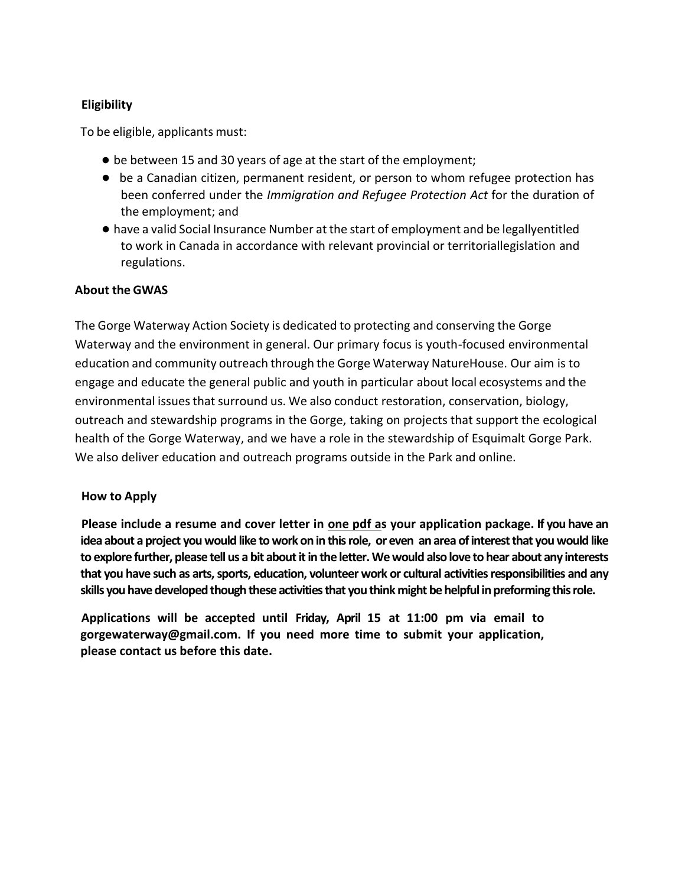**Eligibility**

To be eligible, applicants must:

- be between 15 and 30 years of age at the start of the employment;
- be a Canadian citizen, permanent resident, or person to whom refugee protection has been conferred under the *Immigration and Refugee Protection Act* for the duration of the employment; and
- have a valid Social Insurance Number at the start of employment and be legallyentitled to work in Canada in accordance with relevant provincial or territoriallegislation and regulations.

**About the GWAS**

The Gorge Waterway Action Society is dedicated to protecting and conserving the Gorge Waterway and the environment in general. Our primary focus is youth-focused environmental education and community outreach through the Gorge Waterway NatureHouse. Our aim is to engage and educate the general public and youth in particular about local ecosystems and the environmental issues that surround us. We also conduct restoration, conservation, biology, outreach and stewardship programs in the Gorge, taking on projects that support the ecological health of the Gorge Waterway, and we have a role in the stewardship of Esquimalt Gorge Park. We also deliver education and outreach programs outside in the Park and online.

**How to Apply**

**Please include a resume and cover letter in <u>one pdf a</u>s your application package. If you have an idea about a project you would like to work on in this role, or even an area of interest that you would like to explore further, please tell us a bit about it in the letter. We would also love to hear about any interests that you have such as arts, sports, education, volunteer work or cultural activities responsibilities and any skills you have developed though these activities that you think might be helpful in preforming this role.**

**Applications will be accepted until Friday, April 15 at 11:00 pm via email to gorgewaterway@gmail.com. If you need more time to submit your application, please contact us before this date.**